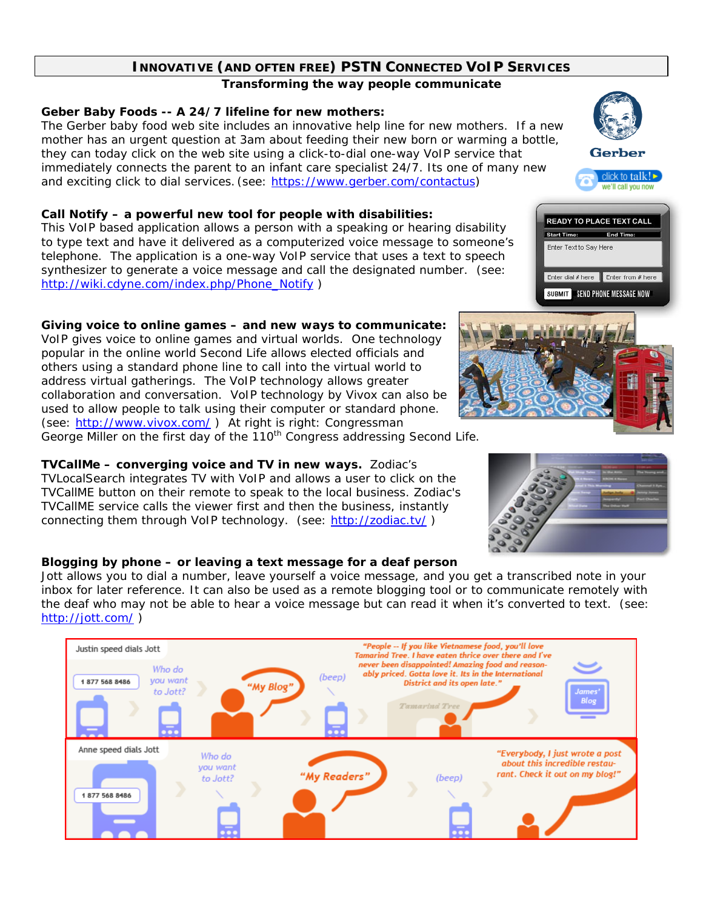# INNOVATIVE (AND OFTEN FREE) PSTN CONNECTED VOIP SERVICES

**Transforming the way people communicate**

**Geber Baby Foods -- A 24/7 lifeline for new mothers:**
The Gerber baby food web site includes an innovative help line for new mothers. If a new mother has an urgent question at 3am about feeding their new born or warming a bottle, they can today click on the web site using a click-to-dial one-way VoIP service that immediately connects the parent to an infant care specialist 24/7. Its one of many new and exciting click to dial services. (see: https://www.gerber.com/contactus)

**Call Notify – a powerful new tool for people with disabilities:**
This VoIP based application allows a person with a speaking or hearing disability to type text and have it delivered as a computerized voice message to someone's telephone. The application is a one-way VoIP service that uses a text to speech synthesizer to generate a voice message and call the designated number. (see: http://wiki.cdyne.com/index.php/Phone_Notify )

**Giving voice to online games – and new ways to communicate:**
VoIP gives voice to online games and virtual worlds. One technology popular in the online world Second Life allows elected officials and others using a standard phone line to call into the virtual world to address virtual gatherings. The VoIP technology allows greater collaboration and conversation. VoIP technology by Vivox can also be used to allow people to talk using their computer or standard phone. (see: http://www.vivox.com/ ) At right is right: Congressman George Miller on the first day of the 110th Congress addressing Second Life.

**TVCallMe – converging voice and TV in new ways.** Zodiac's TVLocalSearch integrates TV with VoIP and allows a user to click on the TVCallME button on their remote to speak to the local business. Zodiac's TVCallME service calls the viewer first and then the business, instantly connecting them through VoIP technology. (see: http://zodiac.tv/ )

**Blogging by phone – or leaving a text message for a deaf person**
Jott allows you to dial a number, leave yourself a voice message, and you get a transcribed note in your inbox for later reference. It can also be used as a remote blogging tool or to communicate remotely with the deaf who may not be able to hear a voice message but can read it when it's converted to text. (see: http://jott.com/ )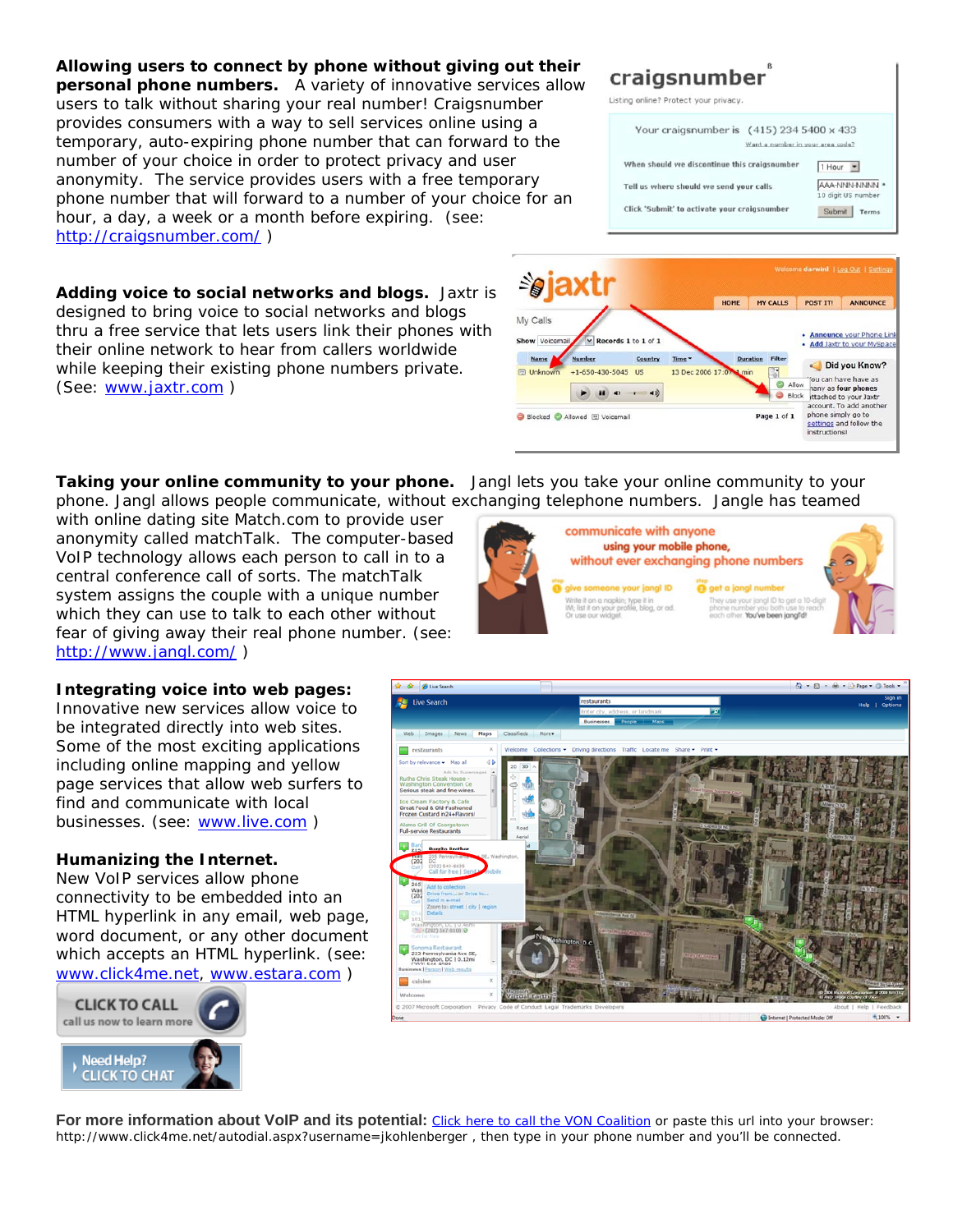**Allowing users to connect by phone without giving out their personal phone numbers.** A variety of innovative services allow users to talk without sharing your real number! Craigsnumber provides consumers with a way to sell services online using a temporary, auto-expiring phone number that can forward to the number of your choice in order to protect privacy and user anonymity. The service provides users with a free temporary phone number that will forward to a number of your choice for an hour, a day, a week or a month before expiring. (see: [http://craigsnumber.com/](http://craigsnumber.com/) )

**Adding voice to social networks and blogs.** Jaxtr is designed to bring voice to social networks and blogs thru a free service that lets users link their phones with their online network to hear from callers worldwide while keeping their existing phone numbers private. (See: [www.jaxtr.com](http://www.jaxtr.com) )

**Taking your online community to your phone.** Jangl lets you take your online community to your phone. Jangl allows people communicate, without exchanging telephone numbers. Jangle has teamed with online dating site Match.com to provide user anonymity called matchTalk. The computer-based VoIP technology allows each person to call in to a central conference call of sorts. The matchTalk system assigns the couple with a unique number which they can use to talk to each other without fear of giving away their real phone number. (see: [http://www.jangl.com/](http://www.jangl.com/) )

**Integrating voice into web pages:** Innovative new services allow voice to be integrated directly into web sites. Some of the most exciting applications including online mapping and yellow page services that allow web surfers to find and communicate with local businesses. (see: [www.live.com](http://www.live.com) )

**Humanizing the Internet.** New VoIP services allow phone connectivity to be embedded into an HTML hyperlink in any email, web page, word document, or any other document which accepts an HTML hyperlink. (see: [www.click4me.net](http://www.click4me.net), [www.estara.com](http://www.estara.com) )

**For more information about VoIP and its potential:** [Click here to call the VON Coalition](http://www.click4me.net/autodial.aspx?username=jkohlenberger) or paste this url into your browser: http://www.click4me.net/autodial.aspx?username=jkohlenberger , then type in your phone number and you'll be connected.